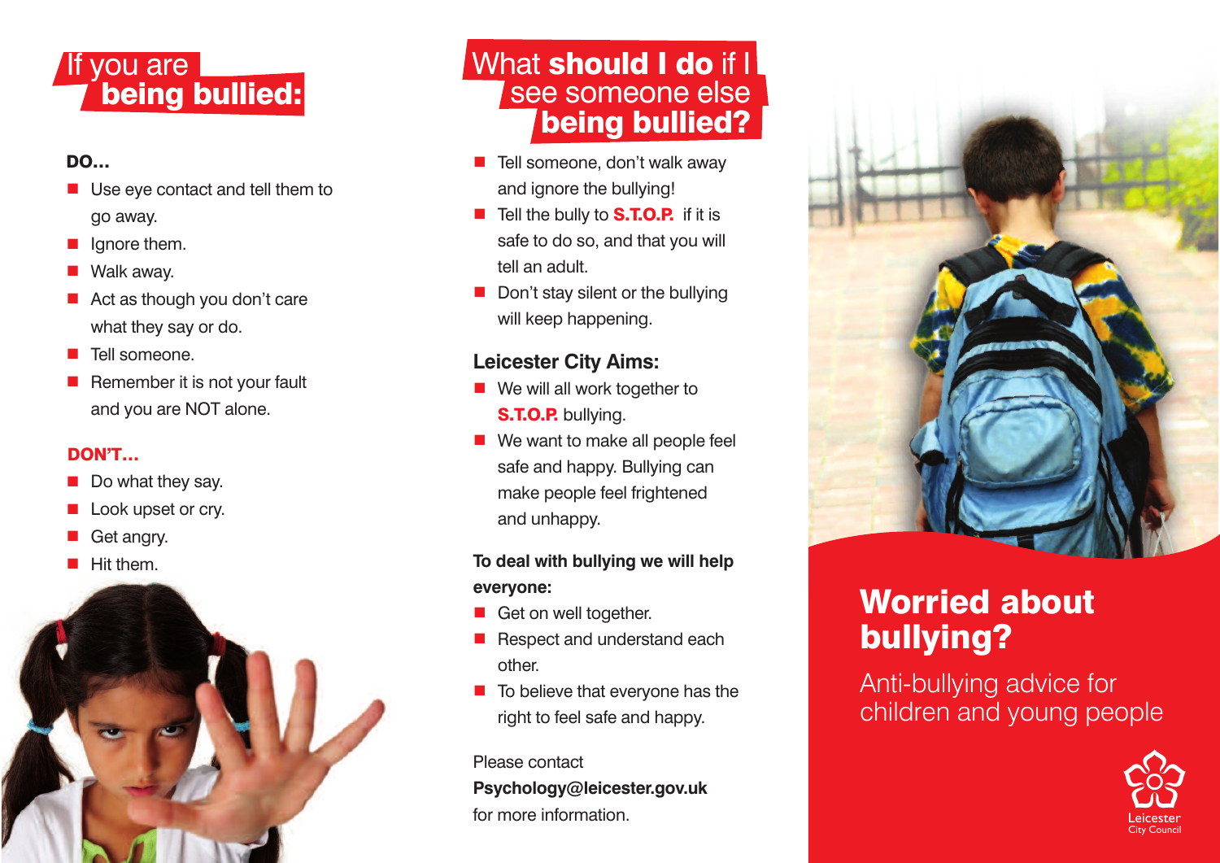# If you are **being bullied:**

**DO...**

- Use eye contact and tell them to go away.
- Ignore them.
- Walk away.
- Act as though you don't care what they say or do.
- Tell someone.
- Remember it is not your fault and you are NOT alone.

**DON'T...**

- Do what they say.
- Look upset or cry.
- Get angry.
- Hit them.

# What **should I do** if I see someone else **being bullied?**

- Tell someone, don't walk away and ignore the bullying!
- Tell the bully to **S.T.O.P.** if it is safe to do so, and that you will tell an adult.
- Don't stay silent or the bullying will keep happening.

## Leicester City Aims:

- We will all work together to **S.T.O.P.** bullying.
- We want to make all people feel safe and happy. Bullying can make people feel frightened and unhappy.

**To deal with bullying we will help everyone:**

- Get on well together.
- Respect and understand each other.
- To believe that everyone has the right to feel safe and happy.

Please contact
**Psychology@leicester.gov.uk**
for more information.

# Worried about bullying?

Anti-bullying advice for children and young people

Leicester City Council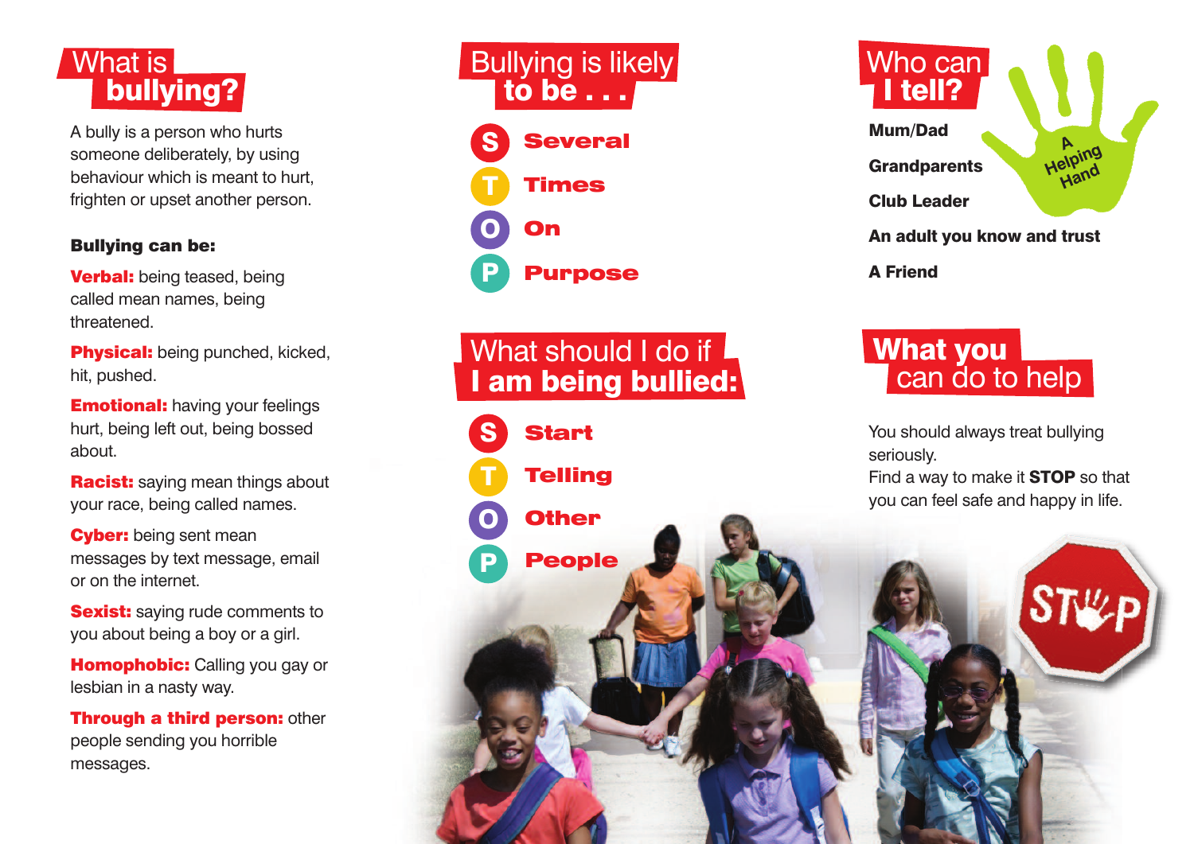## What is bullying?

A bully is a person who hurts someone deliberately, by using behaviour which is meant to hurt, frighten or upset another person.

**Bullying can be:**

**Verbal:** being teased, being called mean names, being threatened.

**Physical:** being punched, kicked, hit, pushed.

**Emotional:** having your feelings hurt, being left out, being bossed about.

**Racist:** saying mean things about your race, being called names.

**Cyber:** being sent mean messages by text message, email or on the internet.

**Sexist:** saying rude comments to you about being a boy or a girl.

**Homophobic:** Calling you gay or lesbian in a nasty way.

**Through a third person:** other people sending you horrible messages.

## Bullying is likely to be . . .

- **S** Several
- **T** Times
- **O** On
- **P** Purpose

## What should I do if I am being bullied:

- **S** Start
- **T** Telling
- **O** Other
- **P** People

## Who can I tell?

A Helping Hand

**Mum/Dad**

**Grandparents**

**Club Leader**

**An adult you know and trust**

**A Friend**

## What you can do to help

You should always treat bullying seriously.
Find a way to make it **STOP** so that you can feel safe and happy in life.

STOP